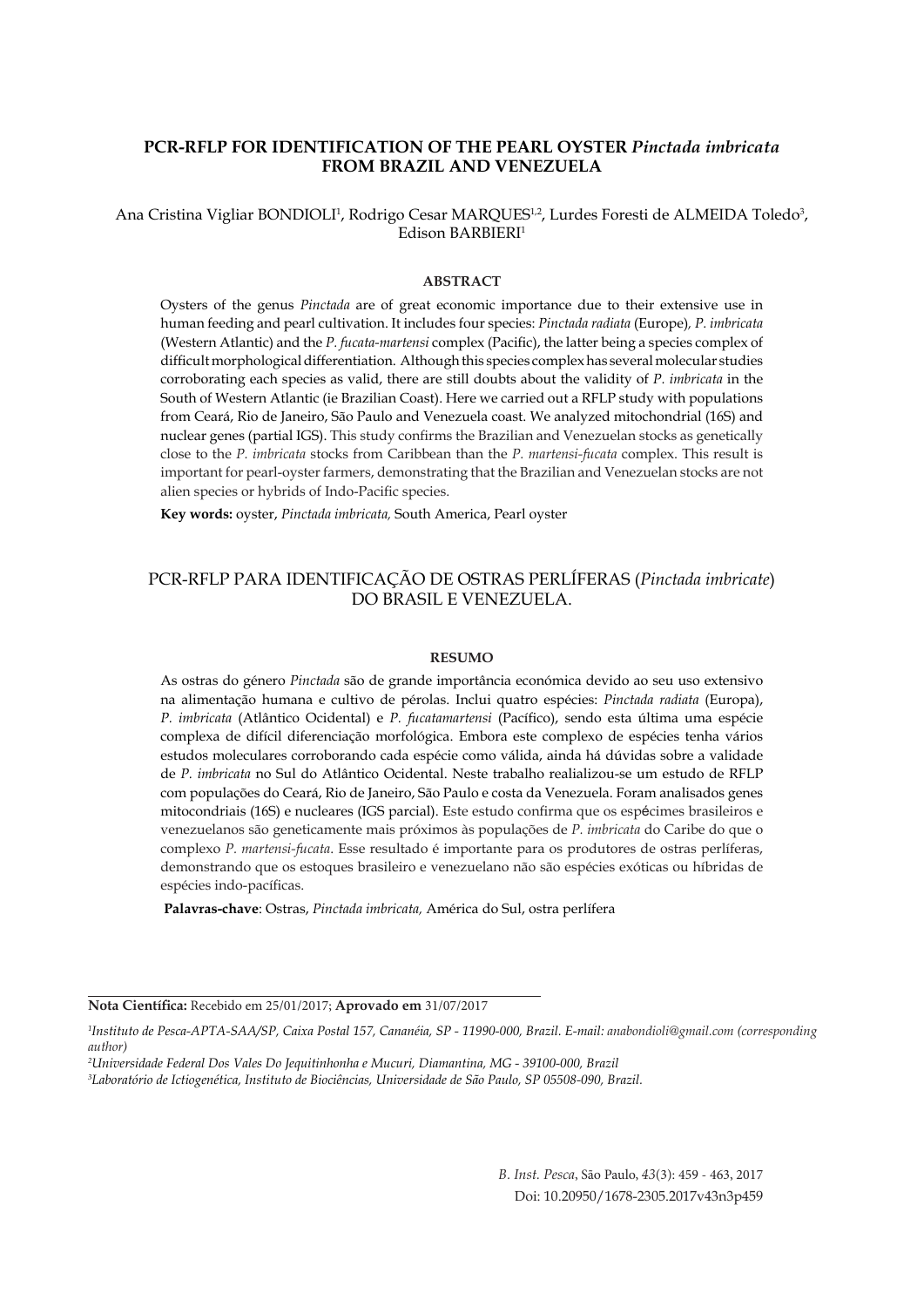# PCR-RFLP FOR IDENTIFICATION OF THE PEARL OYSTER *Pinctada imbricata* FROM BRAZIL AND VENEZUELA

Ana Cristina Vigliar BONDIOLI[1], Rodrigo Cesar MARQUES[1,2], Lurdes Foresti de ALMEIDA Toledo[3], Edison BARBIERI[1]

## ABSTRACT

Oysters of the genus *Pinctada* are of great economic importance due to their extensive use in human feeding and pearl cultivation. It includes four species: *Pinctada radiata* (Europe), *P. imbricata* (Western Atlantic) and the *P. fucata-martensi* complex (Pacific), the latter being a species complex of difficult morphological differentiation. Although this species complex has several molecular studies corroborating each species as valid, there are still doubts about the validity of *P. imbricata* in the South of Western Atlantic (ie Brazilian Coast). Here we carried out a RFLP study with populations from Ceará, Rio de Janeiro, São Paulo and Venezuela coast. We analyzed mitochondrial (16S) and nuclear genes (partial IGS). This study confirms the Brazilian and Venezuelan stocks as genetically close to the *P. imbricata* stocks from Caribbean than the *P. martensi-fucata* complex. This result is important for pearl-oyster farmers, demonstrating that the Brazilian and Venezuelan stocks are not alien species or hybrids of Indo-Pacific species.

**Key words:** oyster, *Pinctada imbricata,* South America, Pearl oyster

# PCR-RFLP PARA IDENTIFICAÇÃO DE OSTRAS PERLÍFERAS (*Pinctada imbricate*) DO BRASIL E VENEZUELA.

## RESUMO

As ostras do género *Pinctada* são de grande importância económica devido ao seu uso extensivo na alimentação humana e cultivo de pérolas. Inclui quatro espécies: *Pinctada radiata* (Europa), *P. imbricata* (Atlântico Ocidental) e *P. fucatamartensi* (Pacífico), sendo esta última uma espécie complexa de difícil diferenciação morfológica. Embora este complexo de espécies tenha vários estudos moleculares corroborando cada espécie como válida, ainda há dúvidas sobre a validade de *P. imbricata* no Sul do Atlântico Ocidental. Neste trabalho realializou-se um estudo de RFLP com populações do Ceará, Rio de Janeiro, São Paulo e costa da Venezuela. Foram analisados genes mitocondriais (16S) e nucleares (IGS parcial). Este estudo confirma que os espécimes brasileiros e venezuelanos são geneticamente mais próximos às populações de *P. imbricata* do Caribe do que o complexo *P. martensi-fucata*. Esse resultado é importante para os produtores de ostras perlíferas, demonstrando que os estoques brasileiro e venezuelano não são espécies exóticas ou híbridas de espécies indo-pacíficas.

**Palavras-chave**: Ostras, *Pinctada imbricata,* América do Sul, ostra perlífera

---

**Nota Científica:** Recebido em 25/01/2017; **Aprovado em** 31/07/2017

[1]*Instituto de Pesca-APTA-SAA/SP, Caixa Postal 157, Cananéia, SP - 11990-000, Brazil. E-mail: anabondioli@gmail.com (corresponding author)*

[2]*Universidade Federal Dos Vales Do Jequitinhonha e Mucuri, Diamantina, MG - 39100-000, Brazil*

[3]*Laboratório de Ictiogenética, Instituto de Biociências, Universidade de São Paulo, SP 05508-090, Brazil.*

Doi: 10.20950/1678-2305.2017v43n3p459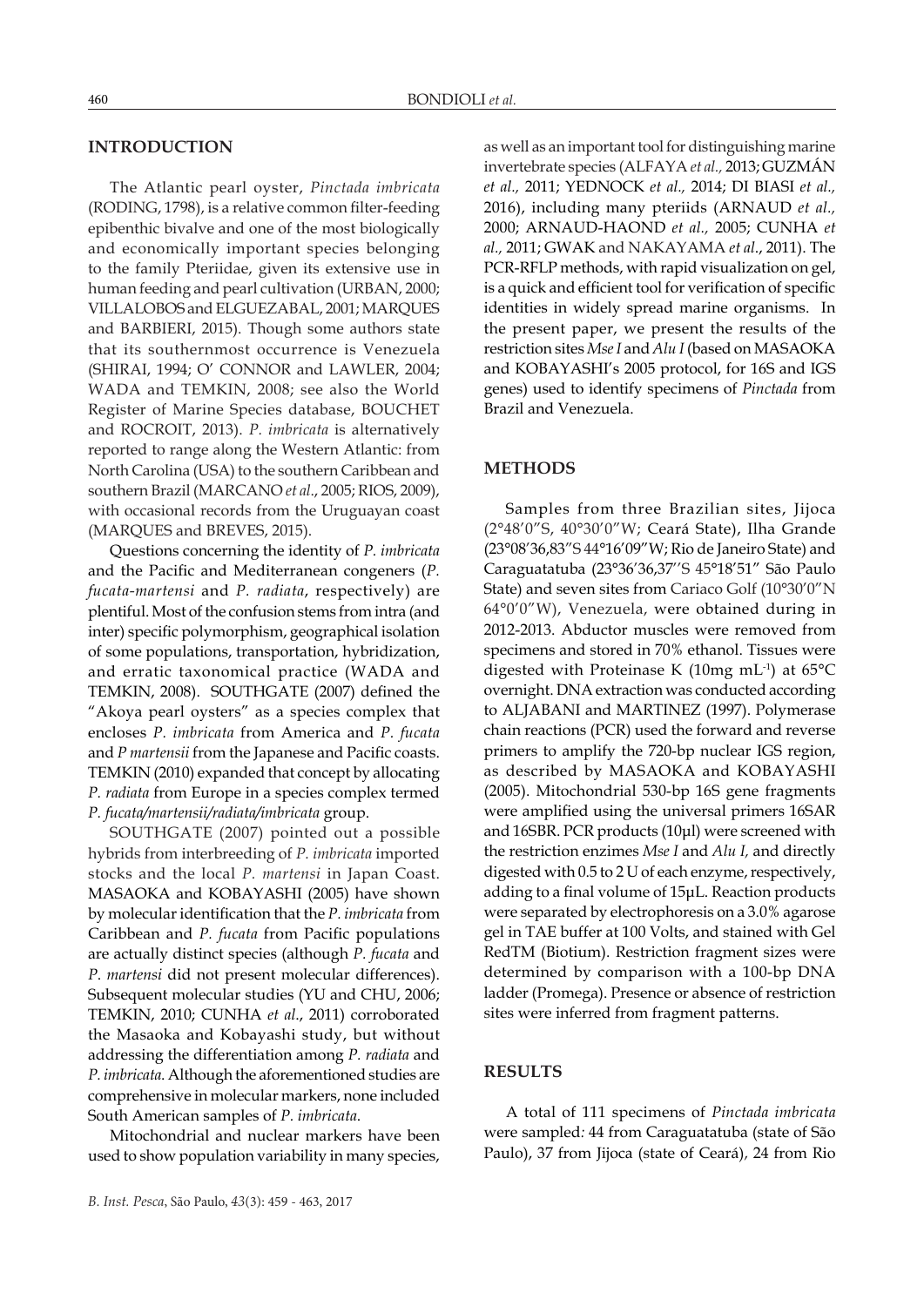## INTRODUCTION

The Atlantic pearl oyster, *Pinctada imbricata* (RODING, 1798), is a relative common filter-feeding epibenthic bivalve and one of the most biologically and economically important species belonging to the family Pteriidae, given its extensive use in human feeding and pearl cultivation (URBAN, 2000; VILLALOBOS and ELGUEZABAL, 2001; MARQUES and BARBIERI, 2015). Though some authors state that its southernmost occurrence is Venezuela (SHIRAI, 1994; O' CONNOR and LAWLER, 2004; WADA and TEMKIN, 2008; see also the World Register of Marine Species database, BOUCHET and ROCROIT, 2013). *P. imbricata* is alternatively reported to range along the Western Atlantic: from North Carolina (USA) to the southern Caribbean and southern Brazil (MARCANO *et al*., 2005; RIOS, 2009), with occasional records from the Uruguayan coast (MARQUES and BREVES, 2015).

Questions concerning the identity of *P. imbricata* and the Pacific and Mediterranean congeners (*P. fucata-martensi* and *P. radiata*, respectively) are plentiful. Most of the confusion stems from intra (and inter) specific polymorphism, geographical isolation of some populations, transportation, hybridization, and erratic taxonomical practice (WADA and TEMKIN, 2008). SOUTHGATE (2007) defined the "Akoya pearl oysters" as a species complex that encloses *P. imbricata* from America and *P. fucata* and *P martensii* from the Japanese and Pacific coasts. TEMKIN (2010) expanded that concept by allocating *P. radiata* from Europe in a species complex termed *P. fucata/martensii/radiata/imbricata* group.

SOUTHGATE (2007) pointed out a possible hybrids from interbreeding of *P. imbricata* imported stocks and the local *P. martensi* in Japan Coast. MASAOKA and KOBAYASHI (2005) have shown by molecular identification that the *P. imbricata* from Caribbean and *P. fucata* from Pacific populations are actually distinct species (although *P. fucata* and *P. martensi* did not present molecular differences). Subsequent molecular studies (YU and CHU, 2006; TEMKIN, 2010; CUNHA *et al*., 2011) corroborated the Masaoka and Kobayashi study, but without addressing the differentiation among *P. radiata* and *P. imbricata.* Although the aforementioned studies are comprehensive in molecular markers, none included South American samples of *P. imbricata.*

Mitochondrial and nuclear markers have been used to show population variability in many species, as well as an important tool for distinguishing marine invertebrate species (ALFAYA *et al.,* 2013; GUZMÁN *et al.,* 2011; YEDNOCK *et al.,* 2014; DI BIASI *et al.,* 2016), including many pteriids (ARNAUD *et al.,* 2000; ARNAUD-HAOND *et al.,* 2005; CUNHA *et al.,* 2011; GWAK and NAKAYAMA *et al*., 2011). The PCR-RFLP methods, with rapid visualization on gel, is a quick and efficient tool for verification of specific identities in widely spread marine organisms. In the present paper, we present the results of the restriction sites *Mse I* and *Alu I* (based on MASAOKA and KOBAYASHI's 2005 protocol, for 16S and IGS genes) used to identify specimens of *Pinctada* from Brazil and Venezuela.

## METHODS

Samples from three Brazilian sites, Jijoca (2°48'0"S, 40°30'0"W; Ceará State), Ilha Grande (23°08'36,83"S 44°16'09"W; Rio de Janeiro State) and Caraguatatuba (23°36'36,37''S 45°18'51" São Paulo State) and seven sites from Cariaco Golf (10°30'0"N 64°0'0"W), Venezuela, were obtained during in 2012-2013. Abductor muscles were removed from specimens and stored in 70% ethanol. Tissues were digested with Proteinase K (10mg mL$^{-1}$) at 65°C overnight. DNA extraction was conducted according to ALJABANI and MARTINEZ (1997). Polymerase chain reactions (PCR) used the forward and reverse primers to amplify the 720-bp nuclear IGS region, as described by MASAOKA and KOBAYASHI (2005). Mitochondrial 530-bp 16S gene fragments were amplified using the universal primers 16SAR and 16SBR. PCR products (10µl) were screened with the restriction enzimes *Mse I* and *Alu I,* and directly digested with 0.5 to 2 U of each enzyme, respectively, adding to a final volume of 15µL. Reaction products were separated by electrophoresis on a 3.0% agarose gel in TAE buffer at 100 Volts, and stained with Gel RedTM (Biotium). Restriction fragment sizes were determined by comparison with a 100-bp DNA ladder (Promega). Presence or absence of restriction sites were inferred from fragment patterns.

## RESULTS

A total of 111 specimens of *Pinctada imbricata* were sampled*:* 44 from Caraguatatuba (state of São Paulo), 37 from Jijoca (state of Ceará), 24 from Rio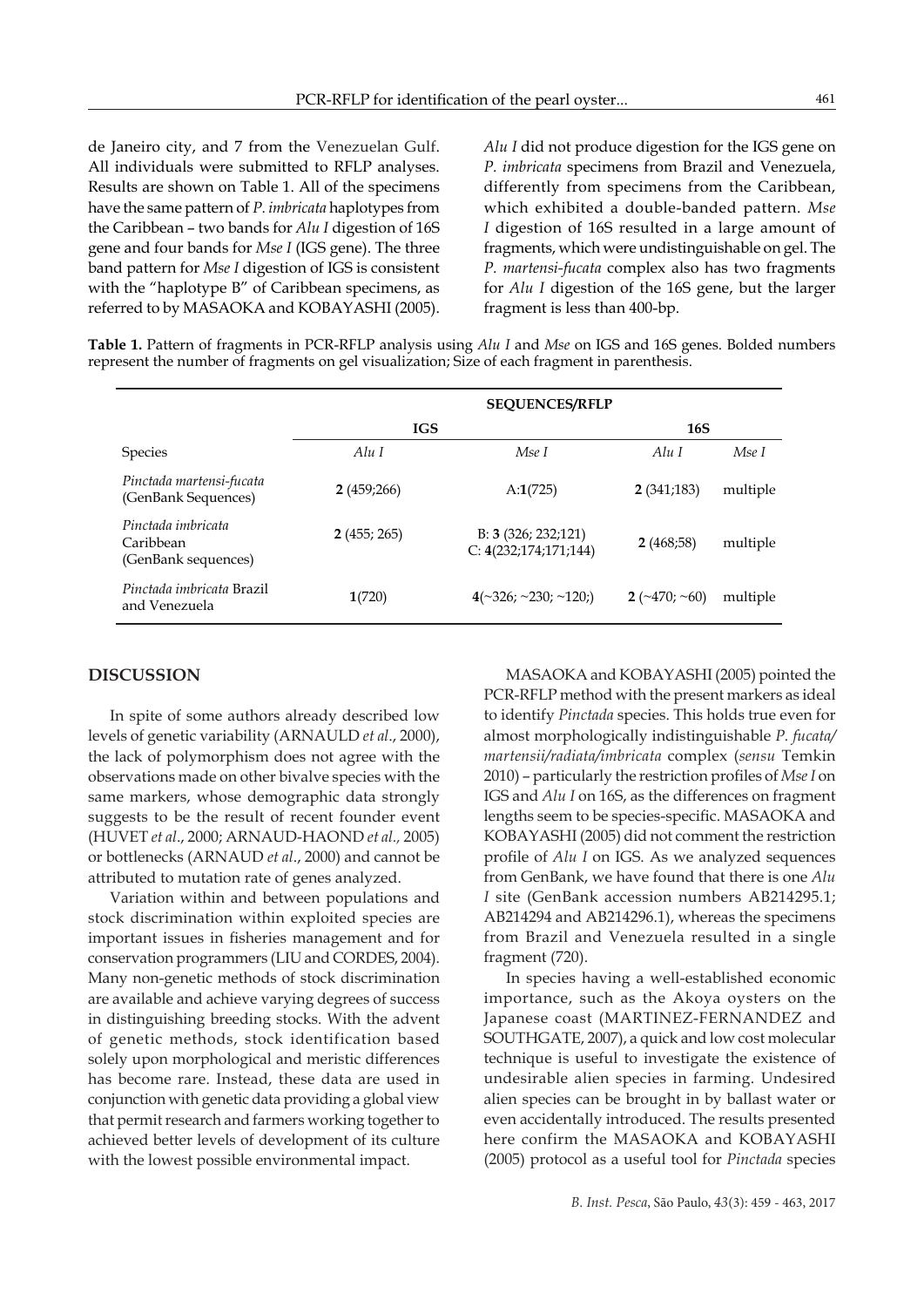de Janeiro city, and 7 from the Venezuelan Gulf. All individuals were submitted to RFLP analyses. Results are shown on Table 1. All of the specimens have the same pattern of *P. imbricata* haplotypes from the Caribbean – two bands for *Alu I* digestion of 16S gene and four bands for *Mse I* (IGS gene). The three band pattern for *Mse I* digestion of IGS is consistent with the "haplotype B" of Caribbean specimens, as referred to by MASAOKA and KOBAYASHI (2005). *Alu I* did not produce digestion for the IGS gene on *P. imbricata* specimens from Brazil and Venezuela, differently from specimens from the Caribbean, which exhibited a double-banded pattern. *Mse I* digestion of 16S resulted in a large amount of fragments, which were undistinguishable on gel. The *P. martensi-fucata* complex also has two fragments for *Alu I* digestion of the 16S gene, but the larger fragment is less than 400-bp.

**Table 1.** Pattern of fragments in PCR-RFLP analysis using *Alu I* and *Mse* on IGS and 16S genes. Bolded numbers represent the number of fragments on gel visualization; Size of each fragment in parenthesis.

| | SEQUENCES/RFLP | | | |
|---|---|---|---|---|
| | IGS | | 16S | |
| Species | *Alu I* | *Mse I* | *Alu I* | *Mse I* |
| *Pinctada martensi-fucata* (GenBank Sequences) | **2** (459;266) | A:**1**(725) | **2** (341;183) | multiple |
| *Pinctada imbricata* Caribbean (GenBank sequences) | **2** (455; 265) | B: **3** (326; 232;121) C: **4**(232;174;171;144) | **2** (468;58) | multiple |
| *Pinctada imbricata* Brazil and Venezuela | **1**(720) | **4**(~326; ~230; ~120;) | **2** (~470; ~60) | multiple |

## DISCUSSION

In spite of some authors already described low levels of genetic variability (ARNAULD *et al*., 2000), the lack of polymorphism does not agree with the observations made on other bivalve species with the same markers, whose demographic data strongly suggests to be the result of recent founder event (HUVET *et al*., 2000; ARNAUD-HAOND *et al.,* 2005) or bottlenecks (ARNAUD *et al*., 2000) and cannot be attributed to mutation rate of genes analyzed.

Variation within and between populations and stock discrimination within exploited species are important issues in fisheries management and for conservation programmers (LIU and CORDES, 2004). Many non-genetic methods of stock discrimination are available and achieve varying degrees of success in distinguishing breeding stocks. With the advent of genetic methods, stock identification based solely upon morphological and meristic differences has become rare. Instead, these data are used in conjunction with genetic data providing a global view that permit research and farmers working together to achieved better levels of development of its culture with the lowest possible environmental impact.

MASAOKA and KOBAYASHI (2005) pointed the PCR-RFLP method with the present markers as ideal to identify *Pinctada* species. This holds true even for almost morphologically indistinguishable *P. fucata/martensii/radiata/imbricata* complex (*sensu* Temkin 2010) – particularly the restriction profiles of *Mse I* on IGS and *Alu I* on 16S, as the differences on fragment lengths seem to be species-specific. MASAOKA and KOBAYASHI (2005) did not comment the restriction profile of *Alu I* on IGS. As we analyzed sequences from GenBank, we have found that there is one *Alu I* site (GenBank accession numbers AB214295.1; AB214294 and AB214296.1), whereas the specimens from Brazil and Venezuela resulted in a single fragment (720).

In species having a well-established economic importance, such as the Akoya oysters on the Japanese coast (MARTINEZ-FERNANDEZ and SOUTHGATE, 2007), a quick and low cost molecular technique is useful to investigate the existence of undesirable alien species in farming. Undesired alien species can be brought in by ballast water or even accidentally introduced. The results presented here confirm the MASAOKA and KOBAYASHI (2005) protocol as a useful tool for *Pinctada* species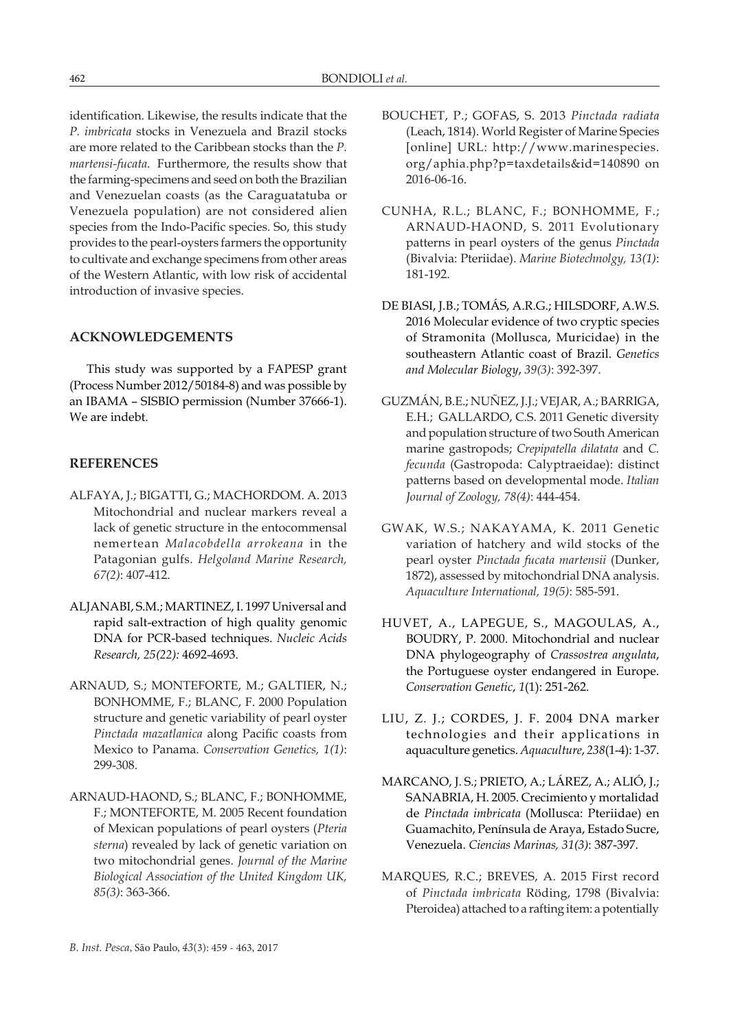identification. Likewise, the results indicate that the *P. imbricata* stocks in Venezuela and Brazil stocks are more related to the Caribbean stocks than the *P. martensi-fucata*. Furthermore, the results show that the farming-specimens and seed on both the Brazilian and Venezuelan coasts (as the Caraguatatuba or Venezuela population) are not considered alien species from the Indo-Pacific species. So, this study provides to the pearl-oysters farmers the opportunity to cultivate and exchange specimens from other areas of the Western Atlantic, with low risk of accidental introduction of invasive species.

## ACKNOWLEDGEMENTS

This study was supported by a FAPESP grant (Process Number 2012/50184-8) and was possible by an IBAMA – SISBIO permission (Number 37666-1). We are indebt.

## REFERENCES

ALFAYA, J.; BIGATTI, G.; MACHORDOM. A. 2013 Mitochondrial and nuclear markers reveal a lack of genetic structure in the entocommensal nemertean *Malacobdella arrokeana* in the Patagonian gulfs. *Helgoland Marine Research, 67(2)*: 407-412.

ALJANABI, S.M.; MARTINEZ, I. 1997 Universal and rapid salt-extraction of high quality genomic DNA for PCR-based techniques. *Nucleic Acids Research, 25(22):* 4692-4693.

ARNAUD, S.; MONTEFORTE, M.; GALTIER, N.; BONHOMME, F.; BLANC, F. 2000 Population structure and genetic variability of pearl oyster *Pinctada mazatlanica* along Pacific coasts from Mexico to Panama. *Conservation Genetics, 1(1)*: 299-308.

ARNAUD-HAOND, S.; BLANC, F.; BONHOMME, F.; MONTEFORTE, M. 2005 Recent foundation of Mexican populations of pearl oysters (*Pteria sterna*) revealed by lack of genetic variation on two mitochondrial genes. *Journal of the Marine Biological Association of the United Kingdom UK, 85(3)*: 363-366.

BOUCHET, P.; GOFAS, S. 2013 *Pinctada radiata* (Leach, 1814). World Register of Marine Species [online] URL: http://www.marinespecies.org/aphia.php?p=taxdetails&id=140890 on 2016-06-16.

CUNHA, R.L.; BLANC, F.; BONHOMME, F.; ARNAUD-HAOND, S. 2011 Evolutionary patterns in pearl oysters of the genus *Pinctada* (Bivalvia: Pteriidae). *Marine Biotechnolgy, 13(1)*: 181-192.

DE BIASI, J.B.; TOMÁS, A.R.G.; HILSDORF, A.W.S. 2016 Molecular evidence of two cryptic species of Stramonita (Mollusca, Muricidae) in the southeastern Atlantic coast of Brazil. *Genetics and Molecular Biology*, *39(3)*: 392-397.

GUZMÁN, B.E.; NUÑEZ, J.J.; VEJAR, A.; BARRIGA, E.H.; GALLARDO, C.S. 2011 Genetic diversity and population structure of two South American marine gastropods; *Crepipatella dilatata* and *C. fecunda* (Gastropoda: Calyptraeidae): distinct patterns based on developmental mode. *Italian Journal of Zoology, 78(4)*: 444-454.

GWAK, W.S.; NAKAYAMA, K. 2011 Genetic variation of hatchery and wild stocks of the pearl oyster *Pinctada fucata martensii* (Dunker, 1872), assessed by mitochondrial DNA analysis. *Aquaculture International, 19(5)*: 585-591.

HUVET, A., LAPEGUE, S., MAGOULAS, A., BOUDRY, P. 2000. Mitochondrial and nuclear DNA phylogeography of *Crassostrea angulata*, the Portuguese oyster endangered in Europe. *Conservation Genetic*, *1*(1): 251-262.

LIU, Z. J.; CORDES, J. F. 2004 DNA marker technologies and their applications in aquaculture genetics. *Aquaculture*, *238*(1-4): 1-37.

MARCANO, J. S.; PRIETO, A.; LÁREZ, A.; ALIÓ, J.; SANABRIA, H. 2005. Crecimiento y mortalidad de *Pinctada imbricata* (Mollusca: Pteriidae) en Guamachito, Península de Araya, Estado Sucre, Venezuela. *Ciencias Marinas, 31(3)*: 387-397.

MARQUES, R.C.; BREVES, A. 2015 First record of *Pinctada imbricata* Röding, 1798 (Bivalvia: Pteroidea) attached to a rafting item: a potentially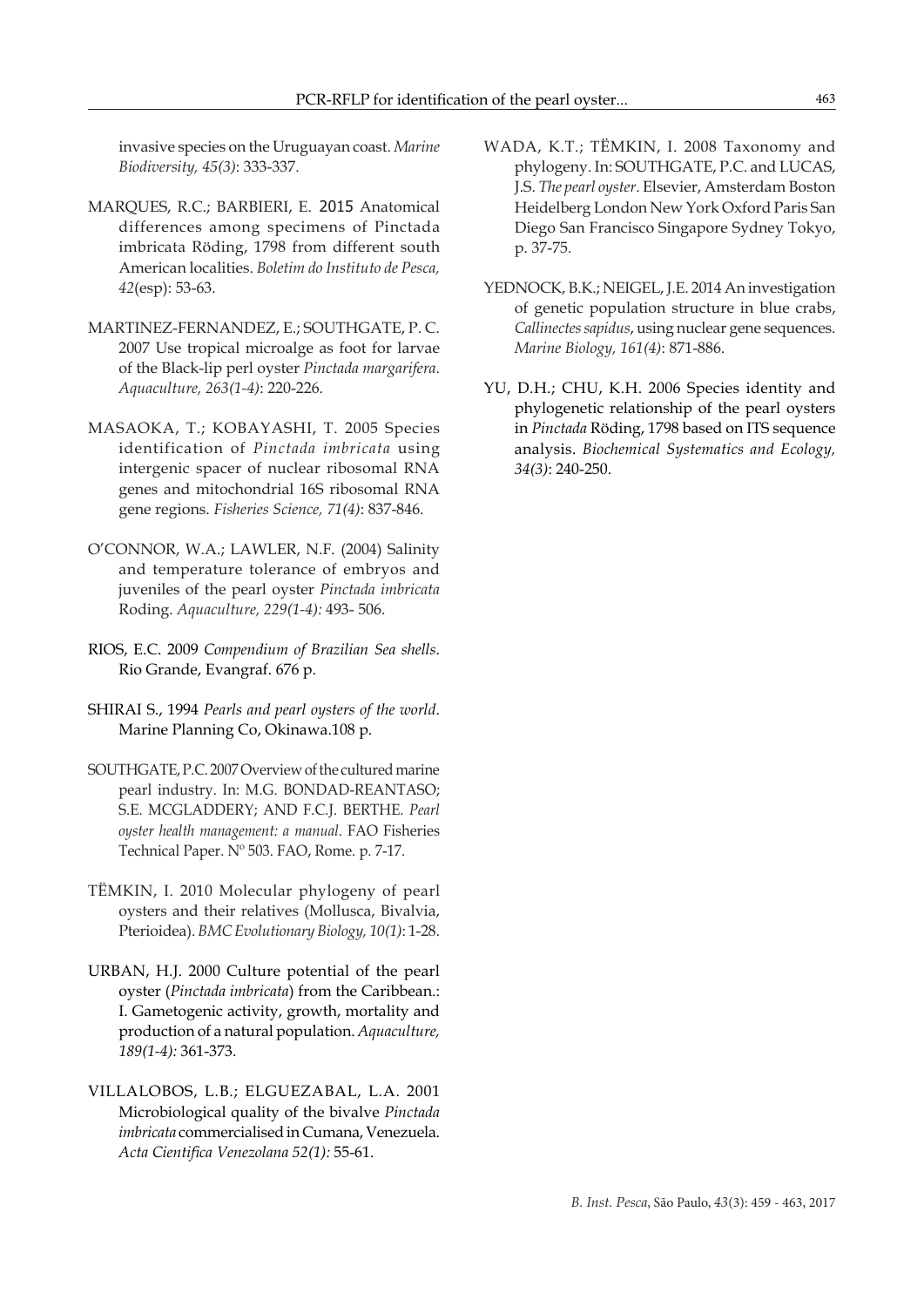invasive species on the Uruguayan coast. *Marine Biodiversity, 45(3)*: 333-337.

MARQUES, R.C.; BARBIERI, E. 2015 Anatomical differences among specimens of Pinctada imbricata Röding, 1798 from different south American localities. *Boletim do Instituto de Pesca, 42*(esp): 53-63.

MARTINEZ-FERNANDEZ, E.; SOUTHGATE, P. C. 2007 Use tropical microalge as foot for larvae of the Black-lip perl oyster *Pinctada margarifera*. *Aquaculture, 263(1-4)*: 220-226.

MASAOKA, T.; KOBAYASHI, T. 2005 Species identification of *Pinctada imbricata* using intergenic spacer of nuclear ribosomal RNA genes and mitochondrial 16S ribosomal RNA gene regions. *Fisheries Science, 71(4)*: 837-846.

O'CONNOR, W.A.; LAWLER, N.F. (2004) Salinity and temperature tolerance of embryos and juveniles of the pearl oyster *Pinctada imbricata* Roding. *Aquaculture, 229(1-4):* 493- 506.

RIOS, E.C. 2009 *Compendium of Brazilian Sea shells*. Rio Grande, Evangraf. 676 p.

SHIRAI S., 1994 *Pearls and pearl oysters of the world*. Marine Planning Co, Okinawa.108 p.

SOUTHGATE, P.C. 2007 Overview of the cultured marine pearl industry. In: M.G. BONDAD-REANTASO; S.E. MCGLADDERY; AND F.C.J. BERTHE. *Pearl oyster health management: a manual*. FAO Fisheries Technical Paper. Nº 503. FAO, Rome. p. 7-17.

TËMKIN, I. 2010 Molecular phylogeny of pearl oysters and their relatives (Mollusca, Bivalvia, Pterioidea). *BMC Evolutionary Biology, 10(1)*: 1-28.

URBAN, H.J. 2000 Culture potential of the pearl oyster (*Pinctada imbricata*) from the Caribbean.: I. Gametogenic activity, growth, mortality and production of a natural population. *Aquaculture, 189(1-4):* 361-373.

VILLALOBOS, L.B.; ELGUEZABAL, L.A. 2001 Microbiological quality of the bivalve *Pinctada imbricata* commercialised in Cumana, Venezuela. *Acta Cientifica Venezolana 52(1):* 55-61.

WADA, K.T.; TËMKIN, I. 2008 Taxonomy and phylogeny. In: SOUTHGATE, P.C. and LUCAS, J.S. *The pearl oyster*. Elsevier, Amsterdam Boston Heidelberg London New York Oxford Paris San Diego San Francisco Singapore Sydney Tokyo, p. 37-75.

YEDNOCK, B.K.; NEIGEL, J.E. 2014 An investigation of genetic population structure in blue crabs, *Callinectes sapidus*, using nuclear gene sequences. *Marine Biology, 161(4)*: 871-886.

YU, D.H.; CHU, K.H. 2006 Species identity and phylogenetic relationship of the pearl oysters in *Pinctada* Röding, 1798 based on ITS sequence analysis. *Biochemical Systematics and Ecology, 34(3)*: 240-250.